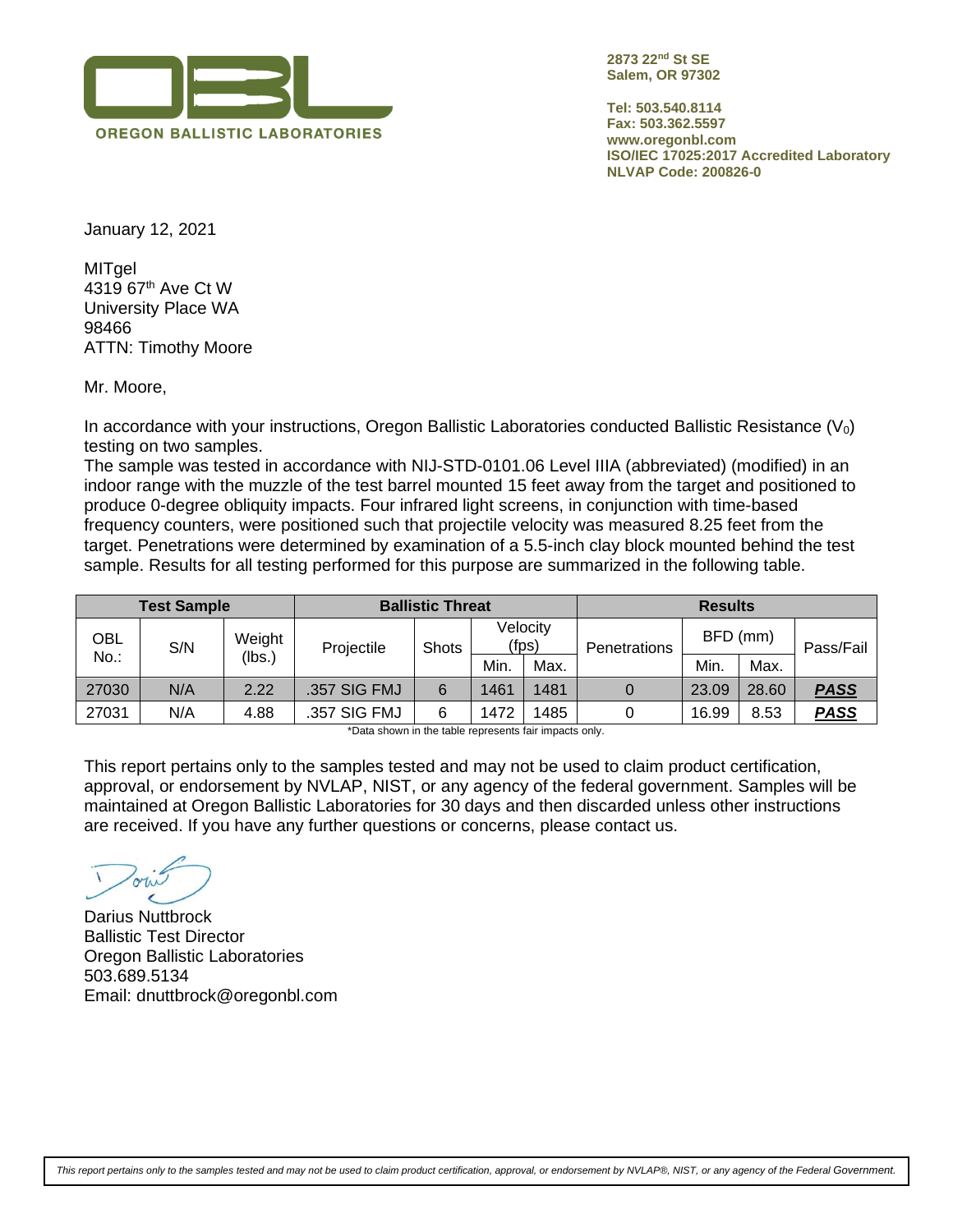OREGON BALLISTIC LABORATORIES

**2873 22nd St SE**
**Salem, OR 97302**

**Tel: 503.540.8114**
**Fax: 503.362.5597**
**www.oregonbl.com**
**ISO/IEC 17025:2017 Accredited Laboratory**
**NLVAP Code: 200826-0**

January 12, 2021

MITgel
4319 67th Ave Ct W
University Place WA
98466
ATTN: Timothy Moore

Mr. Moore,

In accordance with your instructions, Oregon Ballistic Laboratories conducted Ballistic Resistance ($V_0$) testing on two samples.
The sample was tested in accordance with NIJ-STD-0101.06 Level IIIA (abbreviated) (modified) in an indoor range with the muzzle of the test barrel mounted 15 feet away from the target and positioned to produce 0-degree obliquity impacts. Four infrared light screens, in conjunction with time-based frequency counters, were positioned such that projectile velocity was measured 8.25 feet from the target. Penetrations were determined by examination of a 5.5-inch clay block mounted behind the test sample. Results for all testing performed for this purpose are summarized in the following table.

| **Test Sample** | | | **Ballistic Threat** | | | | **Results** | | | |
|---|---|---|---|---|---|---|---|---|---|---|
| OBL No.: | S/N | Weight (lbs.) | Projectile | Shots | Velocity (fps) | | Penetrations | BFD (mm) | | Pass/Fail |
| | | | | | Min. | Max. | | Min. | Max. | |
| 27030 | N/A | 2.22 | .357 SIG FMJ | 6 | 1461 | 1481 | 0 | 23.09 | 28.60 | ***PASS*** |
| 27031 | N/A | 4.88 | .357 SIG FMJ | 6 | 1472 | 1485 | 0 | 16.99 | 8.53 | ***PASS*** |

*Data shown in the table represents fair impacts only.

This report pertains only to the samples tested and may not be used to claim product certification, approval, or endorsement by NVLAP, NIST, or any agency of the federal government. Samples will be maintained at Oregon Ballistic Laboratories for 30 days and then discarded unless other instructions are received. If you have any further questions or concerns, please contact us.

Darius Nuttbrock
Ballistic Test Director
Oregon Ballistic Laboratories
503.689.5134
Email: dnuttbrock@oregonbl.com

*This report pertains only to the samples tested and may not be used to claim product certification, approval, or endorsement by NVLAP®, NIST, or any agency of the Federal Government.*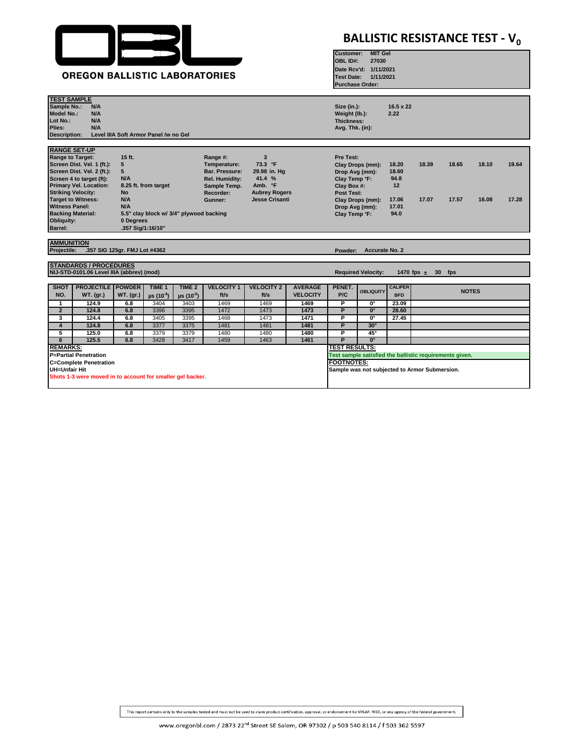OREGON BALLISTIC LABORATORIES

# BALLISTIC RESISTANCE TEST - $V_0$

**Customer:** MIT Gel
**OBL ID#:** 27030
**Date Rcv'd:** 1/11/2021
**Test Date:** 1/11/2021
**Purchase Order:**

## TEST SAMPLE

**Sample No.:** N/A
**Model No.:** N/A
**Lot No.:** N/A
**Plies:** N/A
**Description:** Level IIIA Soft Armor Panel /w no Gel

**Size (in.):** 16.5 x 22
**Weight (lb.):** 2.22
**Thickness:**
**Avg. Thk. (in):**

## RANGE SET-UP

**Range to Target:** 15 ft.
**Screen Dist. Vel. 1 (ft.):** 5
**Screen Dist. Vel. 2 (ft.):** 5
**Screen 4 to target (ft):** N/A
**Primary Vel. Location:** 8.25 ft. from target
**Striking Velocity:** No
**Target to Witness:** N/A
**Witness Panel:** N/A
**Backing Material:** 5.5" clay block w/ 3/4" plywood backing
**Obliquity:** 0 Degrees
**Barrel:** .357 Sig/1:16/10"

**Range #:** 3
**Temperature:** 73.3 °F
**Bar. Pressure:** 29.98 in. Hg
**Rel. Humidity:** 41.4 %
**Sample Temp.** Amb. °F
**Recorder:** Aubrey Rogers
**Gunner:** Jesse Crisanti

**Pre Test:**
**Clay Drops (mm):** 18.20, 18.39, 18.65, 18.10, 19.64
**Drop Avg (mm):** 18.60
**Clay Temp °F:** 94.8
**Clay Box #:** 12
**Post Test:**
**Clay Drops (mm):** 17.06, 17.07, 17.57, 16.08, 17.28
**Drop Avg (mm):** 17.01
**Clay Temp °F:** 94.0

## AMMUNITION

**Projectile:** .357 SIG 125gr. FMJ Lot #4362
**Powder:** Accurate No. 2

## STANDARDS / PROCEDURES

NIJ-STD-0101.06 Level IIIA (abbrev) (mod)

**Required Velocity:** 1470 fps ± 30 fps

| SHOT NO. | PROJECTILE WT. (gr.) | POWDER WT. (gr.) | TIME 1 μs ($10^{-6}$) | TIME 2 μs ($10^{-6}$) | VELOCITY 1 ft/s | VELOCITY 2 ft/s | AVERAGE VELOCITY | PENET. P/C | OBLIQUITY | CALIPER BFD | NOTES |
|---|---|---|---|---|---|---|---|---|---|---|---|
| 1 | 124.9 | 6.8 | 3404 | 3403 | 1469 | 1469 | 1469 | P | 0° | 23.09 | |
| 2 | 124.8 | 6.8 | 3396 | 3395 | 1472 | 1473 | 1473 | P | 0° | 28.60 | |
| 3 | 124.4 | 6.8 | 3405 | 3395 | 1468 | 1473 | 1471 | P | 0° | 27.45 | |
| 4 | 124.8 | 6.8 | 3377 | 3375 | 1481 | 1481 | 1481 | P | 30° | | |
| 5 | 125.0 | 6.8 | 3379 | 3379 | 1480 | 1480 | 1480 | P | 45° | | |
| 6 | 125.5 | 6.8 | 3428 | 3417 | 1459 | 1463 | 1461 | P | 0° | | |

**REMARKS:**
P=Partial Penetration
C=Complete Penetration
UH=Unfair Hit
Shots 1-3 were moved in to account for smaller gel backer.

**TEST RESULTS:**
Test sample satisfied the ballistic requirements given.

**FOOTNOTES:**
Sample was not subjected to Armor Submersion.

This report pertains only to the samples tested and must not be used to claim product certification, approval, or endorsement by NVLAP, NIST, or any agency of the federal government.

www.oregonbl.com / 2873 22nd Street SE Salem, OR 97302 / p 503 540 8114 / f 503 362 5597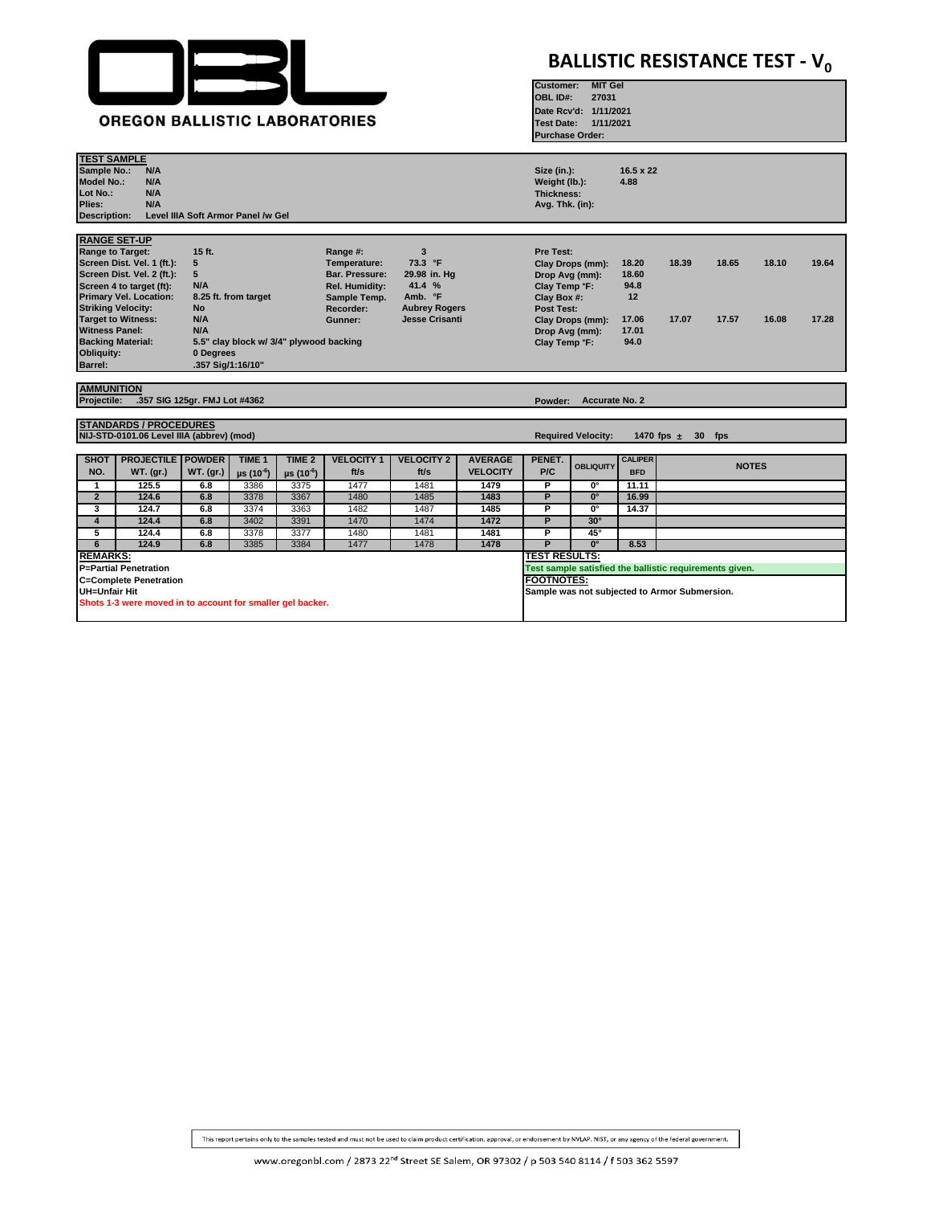OREGON BALLISTIC LABORATORIES

# BALLISTIC RESISTANCE TEST - $V_0$

**Customer:** MIT Gel
**OBL ID#:** 27031
**Date Rcv'd:** 1/11/2021
**Test Date:** 1/11/2021
**Purchase Order:**

## TEST SAMPLE

**Sample No.:** N/A
**Model No.:** N/A
**Lot No.:** N/A
**Plies:** N/A
**Description:** Level IIIA Soft Armor Panel /w Gel

**Size (in.):** 16.5 x 22
**Weight (lb.):** 4.88
**Thickness:**
**Avg. Thk. (in):**

## RANGE SET-UP

**Range to Target:** 15 ft.
**Screen Dist. Vel. 1 (ft.):** 5
**Screen Dist. Vel. 2 (ft.):** 5
**Screen 4 to target (ft):** N/A
**Primary Vel. Location:** 8.25 ft. from target
**Striking Velocity:** No
**Target to Witness:** N/A
**Witness Panel:** N/A
**Backing Material:** 5.5" clay block w/ 3/4" plywood backing
**Obliquity:** 0 Degrees
**Barrel:** .357 Sig/1:16/10"

**Range #:** 3
**Temperature:** 73.3 °F
**Bar. Pressure:** 29.98 in. Hg
**Rel. Humidity:** 41.4 %
**Sample Temp.** Amb. °F
**Recorder:** Aubrey Rogers
**Gunner:** Jesse Crisanti

**Pre Test:**
**Clay Drops (mm):** 18.20 18.39 18.65 18.10 19.64
**Drop Avg (mm):** 18.60
**Clay Temp °F:** 94.8
**Clay Box #:** 12
**Post Test:**
**Clay Drops (mm):** 17.06 17.07 17.57 16.08 17.28
**Drop Avg (mm):** 17.01
**Clay Temp °F:** 94.0

## AMMUNITION

**Projectile:** .357 SIG 125gr. FMJ Lot #4362
**Powder:** Accurate No. 2

## STANDARDS / PROCEDURES

NIJ-STD-0101.06 Level IIIA (abbrev) (mod)

**Required Velocity:** 1470 fps ± 30 fps

| SHOT NO. | PROJECTILE WT. (gr.) | POWDER WT. (gr.) | TIME 1 μs ($10^{-6}$) | TIME 2 μs ($10^{-6}$) | VELOCITY 1 ft/s | VELOCITY 2 ft/s | AVERAGE VELOCITY | PENET. P/C | OBLIQUITY | CALIPER BFD | NOTES |
|---|---|---|---|---|---|---|---|---|---|---|---|
| 1 | 125.5 | 6.8 | 3386 | 3375 | 1477 | 1481 | 1479 | P | 0° | 11.11 | |
| 2 | 124.6 | 6.8 | 3378 | 3367 | 1480 | 1485 | 1483 | P | 0° | 16.99 | |
| 3 | 124.7 | 6.8 | 3374 | 3363 | 1482 | 1487 | 1485 | P | 0° | 14.37 | |
| 4 | 124.4 | 6.8 | 3402 | 3391 | 1470 | 1474 | 1472 | P | 30° | | |
| 5 | 124.4 | 6.8 | 3378 | 3377 | 1480 | 1481 | 1481 | P | 45° | | |
| 6 | 124.9 | 6.8 | 3385 | 3384 | 1477 | 1478 | 1478 | P | 0° | 8.53 | |

**REMARKS:**
P=Partial Penetration
C=Complete Penetration
UH=Unfair Hit
Shots 1-3 were moved in to account for smaller gel backer.

**TEST RESULTS:**
Test sample satisfied the ballistic requirements given.

**FOOTNOTES:**
Sample was not subjected to Armor Submersion.

This report pertains only to the samples tested and must not be used to claim product certification, approval, or endorsement by NVLAP, NIST, or any agency of the federal government.

www.oregonbl.com / 2873 22nd Street SE Salem, OR 97302 / p 503 540 8114 / f 503 362 5597